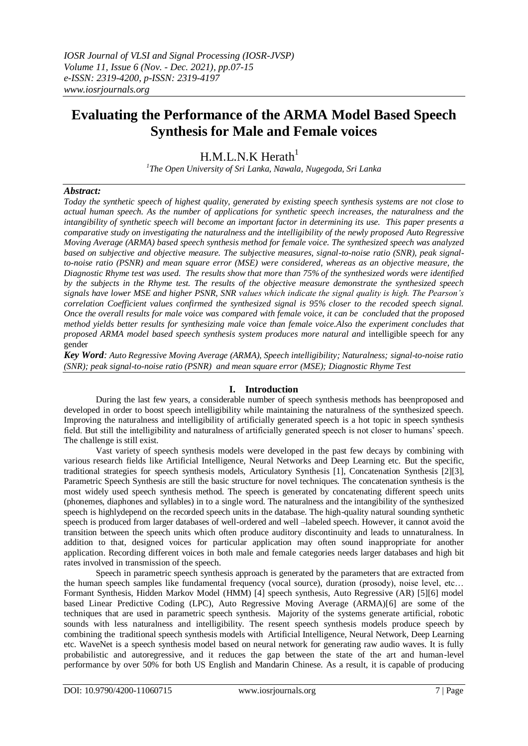# Evaluating the Performance of the ARMA Model Based Speech Synthesis for Male and Female voices

H.M.L.N.K Herath[1]

[1]The Open University of Sri Lanka, Nawala, Nugegoda, Sri Lanka

***Abstract:***

*Today the synthetic speech of highest quality, generated by existing speech synthesis systems are not close to actual human speech. As the number of applications for synthetic speech increases, the naturalness and the intangibility of synthetic speech will become an important factor in determining its use. This paper presents a comparative study on investigating the naturalness and the intelligibility of the newly proposed Auto Regressive Moving Average (ARMA) based speech synthesis method for female voice. The synthesized speech was analyzed based on subjective and objective measure. The subjective measures, signal-to-noise ratio (SNR), peak signal-to-noise ratio (PSNR) and mean square error (MSE) were considered, whereas as an objective measure, the Diagnostic Rhyme test was used. The results show that more than 75% of the synthesized words were identified by the subjects in the Rhyme test. The results of the objective measure demonstrate the synthesized speech signals have lower MSE and higher PSNR, SNR values which indicate the signal quality is high. The Pearson's correlation Coefficient values confirmed the synthesized signal is 95% closer to the recoded speech signal. Once the overall results for male voice was compared with female voice, it can be concluded that the proposed method yields better results for synthesizing male voice than female voice.Also the experiment concludes that proposed ARMA model based speech synthesis system produces more natural and* intelligible speech for any gender

***Key Word****: Auto Regressive Moving Average (ARMA), Speech intelligibility; Naturalness; signal-to-noise ratio (SNR); peak signal-to-noise ratio (PSNR) and mean square error (MSE); Diagnostic Rhyme Test*

## I. Introduction

During the last few years, a considerable number of speech synthesis methods has beenproposed and developed in order to boost speech intelligibility while maintaining the naturalness of the synthesized speech. Improving the naturalness and intelligibility of artificially generated speech is a hot topic in speech synthesis field. But still the intelligibility and naturalness of artificially generated speech is not closer to humans' speech. The challenge is still exist.

Vast variety of speech synthesis models were developed in the past few decays by combining with various research fields like Artificial Intelligence, Neural Networks and Deep Learning etc. But the specific, traditional strategies for speech synthesis models, Articulatory Synthesis [1], Concatenation Synthesis [2][3], Parametric Speech Synthesis are still the basic structure for novel techniques. The concatenation synthesis is the most widely used speech synthesis method. The speech is generated by concatenating different speech units (phonemes, diaphones and syllables) in to a single word. The naturalness and the intangibility of the synthesized speech is highlydepend on the recorded speech units in the database. The high-quality natural sounding synthetic speech is produced from larger databases of well-ordered and well –labeled speech. However, it cannot avoid the transition between the speech units which often produce auditory discontinuity and leads to unnaturalness. In addition to that, designed voices for particular application may often sound inappropriate for another application. Recording different voices in both male and female categories needs larger databases and high bit rates involved in transmission of the speech.

Speech in parametric speech synthesis approach is generated by the parameters that are extracted from the human speech samples like fundamental frequency (vocal source), duration (prosody), noise level, etc… Formant Synthesis, Hidden Markov Model (HMM) [4] speech synthesis, Auto Regressive (AR) [5][6] model based Linear Predictive Coding (LPC), Auto Regressive Moving Average (ARMA)[6] are some of the techniques that are used in parametric speech synthesis. Majority of the systems generate artificial, robotic sounds with less naturalness and intelligibility. The resent speech synthesis models produce speech by combining the traditional speech synthesis models with Artificial Intelligence, Neural Network, Deep Learning etc. WaveNet is a speech synthesis model based on neural network for generating raw audio waves. It is fully probabilistic and autoregressive, and it reduces the gap between the state of the art and human-level performance by over 50% for both US English and Mandarin Chinese. As a result, it is capable of producing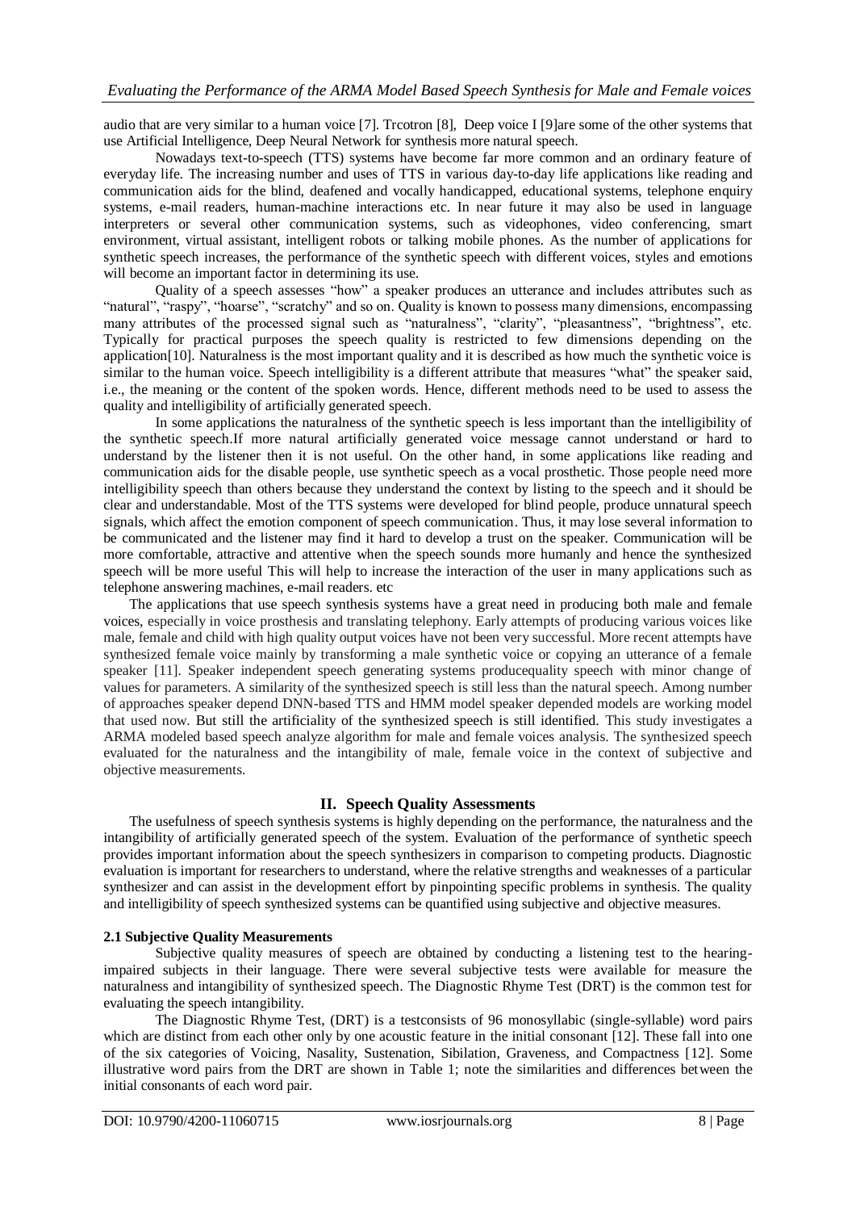audio that are very similar to a human voice [7]. Trcotron [8], Deep voice I [9]are some of the other systems that use Artificial Intelligence, Deep Neural Network for synthesis more natural speech.

Nowadays text-to-speech (TTS) systems have become far more common and an ordinary feature of everyday life. The increasing number and uses of TTS in various day-to-day life applications like reading and communication aids for the blind, deafened and vocally handicapped, educational systems, telephone enquiry systems, e-mail readers, human-machine interactions etc. In near future it may also be used in language interpreters or several other communication systems, such as videophones, video conferencing, smart environment, virtual assistant, intelligent robots or talking mobile phones. As the number of applications for synthetic speech increases, the performance of the synthetic speech with different voices, styles and emotions will become an important factor in determining its use.

Quality of a speech assesses "how" a speaker produces an utterance and includes attributes such as "natural", "raspy", "hoarse", "scratchy" and so on. Quality is known to possess many dimensions, encompassing many attributes of the processed signal such as "naturalness", "clarity", "pleasantness", "brightness", etc. Typically for practical purposes the speech quality is restricted to few dimensions depending on the application[10]. Naturalness is the most important quality and it is described as how much the synthetic voice is similar to the human voice. Speech intelligibility is a different attribute that measures "what" the speaker said, i.e., the meaning or the content of the spoken words. Hence, different methods need to be used to assess the quality and intelligibility of artificially generated speech.

In some applications the naturalness of the synthetic speech is less important than the intelligibility of the synthetic speech.If more natural artificially generated voice message cannot understand or hard to understand by the listener then it is not useful. On the other hand, in some applications like reading and communication aids for the disable people, use synthetic speech as a vocal prosthetic. Those people need more intelligibility speech than others because they understand the context by listing to the speech and it should be clear and understandable. Most of the TTS systems were developed for blind people, produce unnatural speech signals, which affect the emotion component of speech communication. Thus, it may lose several information to be communicated and the listener may find it hard to develop a trust on the speaker. Communication will be more comfortable, attractive and attentive when the speech sounds more humanly and hence the synthesized speech will be more useful This will help to increase the interaction of the user in many applications such as telephone answering machines, e-mail readers. etc

The applications that use speech synthesis systems have a great need in producing both male and female voices, especially in voice prosthesis and translating telephony. Early attempts of producing various voices like male, female and child with high quality output voices have not been very successful. More recent attempts have synthesized female voice mainly by transforming a male synthetic voice or copying an utterance of a female speaker [11]. Speaker independent speech generating systems producequality speech with minor change of values for parameters. A similarity of the synthesized speech is still less than the natural speech. Among number of approaches speaker depend DNN-based TTS and HMM model speaker depended models are working model that used now. But still the artificiality of the synthesized speech is still identified. This study investigates a ARMA modeled based speech analyze algorithm for male and female voices analysis. The synthesized speech evaluated for the naturalness and the intangibility of male, female voice in the context of subjective and objective measurements.

## II. Speech Quality Assessments

The usefulness of speech synthesis systems is highly depending on the performance, the naturalness and the intangibility of artificially generated speech of the system. Evaluation of the performance of synthetic speech provides important information about the speech synthesizers in comparison to competing products. Diagnostic evaluation is important for researchers to understand, where the relative strengths and weaknesses of a particular synthesizer and can assist in the development effort by pinpointing specific problems in synthesis. The quality and intelligibility of speech synthesized systems can be quantified using subjective and objective measures.

### 2.1 Subjective Quality Measurements

Subjective quality measures of speech are obtained by conducting a listening test to the hearing-impaired subjects in their language. There were several subjective tests were available for measure the naturalness and intangibility of synthesized speech. The Diagnostic Rhyme Test (DRT) is the common test for evaluating the speech intangibility.

The Diagnostic Rhyme Test, (DRT) is a testconsists of 96 monosyllabic (single-syllable) word pairs which are distinct from each other only by one acoustic feature in the initial consonant [12]. These fall into one of the six categories of Voicing, Nasality, Sustenation, Sibilation, Graveness, and Compactness [12]. Some illustrative word pairs from the DRT are shown in Table 1; note the similarities and differences between the initial consonants of each word pair.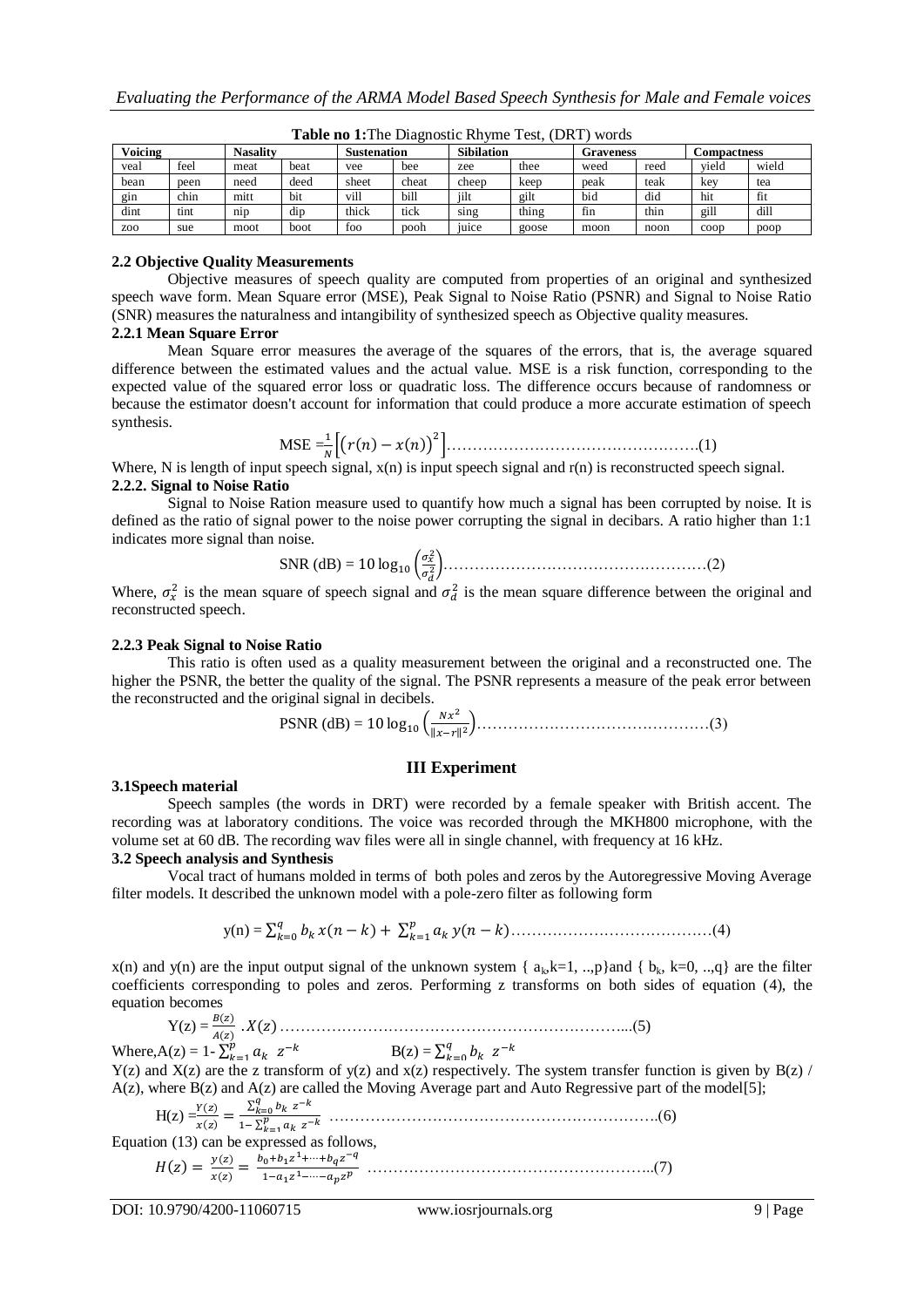**Table no 1:** The Diagnostic Rhyme Test, (DRT) words

| Voicing | | Nasality | | Sustenation | | Sibilation | | Graveness | | Compactness | |
|---|---|---|---|---|---|---|---|---|---|---|---|
| veal | feel | meat | beat | vee | bee | zee | thee | weed | reed | yield | wield |
| bean | peen | need | deed | sheet | cheat | cheep | keep | peak | teak | key | tea |
| gin | chin | mitt | bit | vill | bill | jilt | gilt | bid | did | hit | fit |
| dint | tint | nip | dip | thick | tick | sing | thing | fin | thin | gill | dill |
| zoo | sue | moot | boot | foo | pooh | juice | goose | moon | noon | coop | poop |

### 2.2 Objective Quality Measurements

Objective measures of speech quality are computed from properties of an original and synthesized speech wave form. Mean Square error (MSE), Peak Signal to Noise Ratio (PSNR) and Signal to Noise Ratio (SNR) measures the naturalness and intangibility of synthesized speech as Objective quality measures.

#### 2.2.1 Mean Square Error

Mean Square error measures the average of the squares of the errors, that is, the average squared difference between the estimated values and the actual value. MSE is a risk function, corresponding to the expected value of the squared error loss or quadratic loss. The difference occurs because of randomness or because the estimator doesn't account for information that could produce a more accurate estimation of speech synthesis.

$$\text{MSE} = \frac{1}{N}\left[\left(r(n) - x(n)\right)^2\right] \quad \text{.....(1)}$$

Where, N is length of input speech signal, x(n) is input speech signal and r(n) is reconstructed speech signal.

#### 2.2.2. Signal to Noise Ratio

Signal to Noise Ration measure used to quantify how much a signal has been corrupted by noise. It is defined as the ratio of signal power to the noise power corrupting the signal in decibars. A ratio higher than 1:1 indicates more signal than noise.

$$\text{SNR (dB)} = 10\log_{10}\left(\frac{\sigma_x^2}{\sigma_d^2}\right) \quad \text{.....(2)}$$

Where, $\sigma_x^2$ is the mean square of speech signal and $\sigma_d^2$ is the mean square difference between the original and reconstructed speech.

#### 2.2.3 Peak Signal to Noise Ratio

This ratio is often used as a quality measurement between the original and a reconstructed one. The higher the PSNR, the better the quality of the signal. The PSNR represents a measure of the peak error between the reconstructed and the original signal in decibels.

$$\text{PSNR (dB)} = 10\log_{10}\left(\frac{Nx^2}{\|x-r\|^2}\right) \quad \text{.....(3)}$$

## III Experiment

### 3.1Speech material

Speech samples (the words in DRT) were recorded by a female speaker with British accent. The recording was at laboratory conditions. The voice was recorded through the MKH800 microphone, with the volume set at 60 dB. The recording wav files were all in single channel, with frequency at 16 kHz.

### 3.2 Speech analysis and Synthesis

Vocal tract of humans molded in terms of both poles and zeros by the Autoregressive Moving Average filter models. It described the unknown model with a pole-zero filter as following form

$$y(n) = \sum_{k=0}^{q} b_k\, x(n-k) + \sum_{k=1}^{p} a_k\, y(n-k) \quad \text{.....(4)}$$

x(n) and y(n) are the input output signal of the unknown system { $a_k$, k=1, ..,p}and { $b_k$, k=0, ..,q} are the filter coefficients corresponding to poles and zeros. Performing z transforms on both sides of equation (4), the equation becomes

$$Y(z) = \frac{B(z)}{A(z)}\,.X(z) \quad \text{.....(5)}$$

Where, $A(z) = 1 - \sum_{k=1}^{p} a_k\ z^{-k}$ $\quad$ $B(z) = \sum_{k=0}^{q} b_k\ z^{-k}$

Y(z) and X(z) are the z transform of y(z) and x(z) respectively. The system transfer function is given by B(z) / A(z), where B(z) and A(z) are called the Moving Average part and Auto Regressive part of the model[5];

$$H(z) = \frac{Y(z)}{x(z)} = \frac{\sum_{k=0}^{q} b_k\ z^{-k}}{1 - \sum_{k=1}^{p} a_k\ z^{-k}} \quad \text{.....(6)}$$

Equation (13) can be expressed as follows,

$$H(z) = \frac{y(z)}{x(z)} = \frac{b_0 + b_1 z^1 + \cdots + b_q z^{-q}}{1 - a_1 z^1 - \cdots - a_p z^p} \quad \text{.....(7)}$$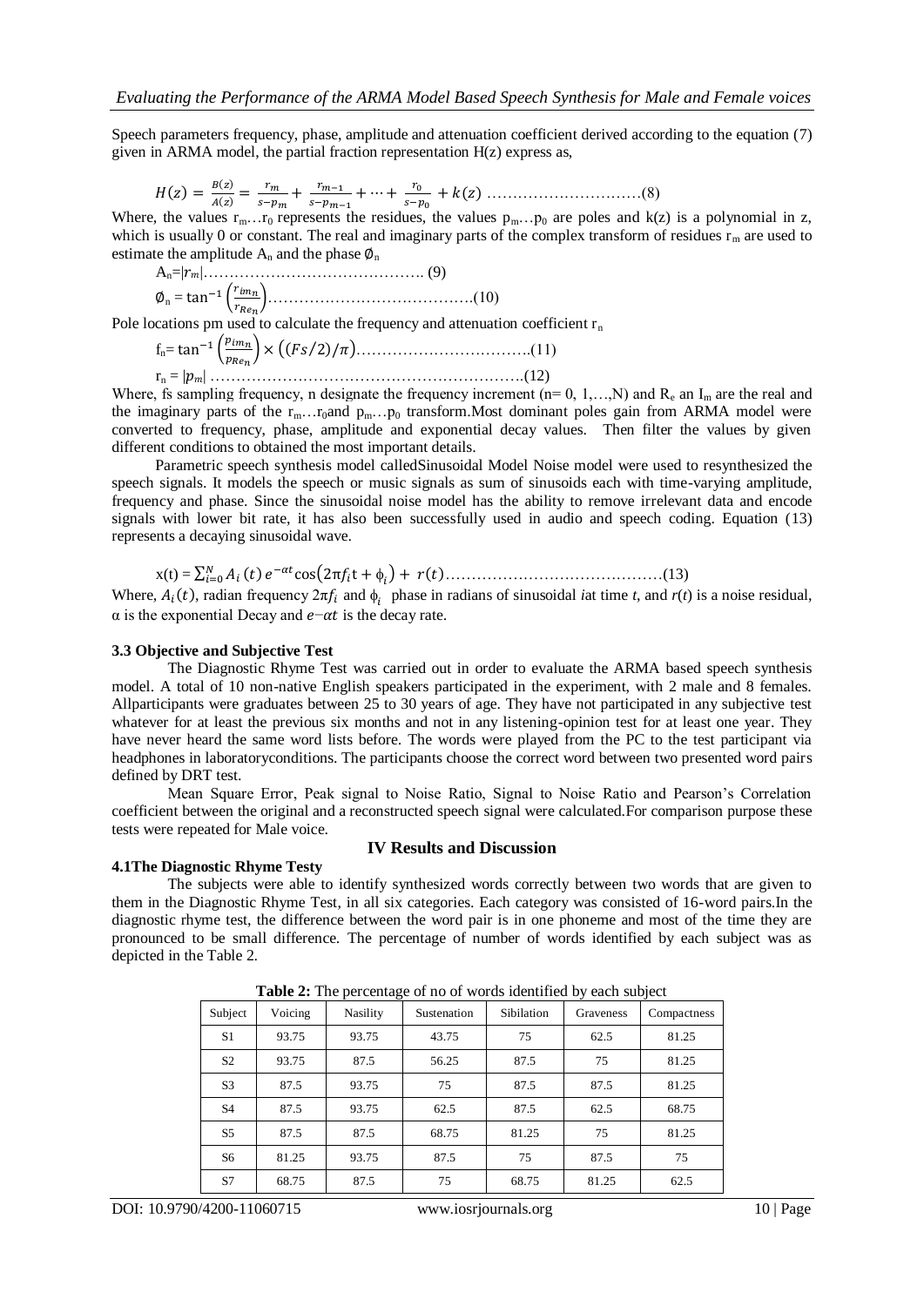Speech parameters frequency, phase, amplitude and attenuation coefficient derived according to the equation (7) given in ARMA model, the partial fraction representation H(z) express as,

$$H(z) = \frac{B(z)}{A(z)} = \frac{r_m}{s-p_m} + \frac{r_{m-1}}{s-p_{m-1}} + \cdots + \frac{r_0}{s-p_0} + k(z) \quad \ldots\ldots\ldots\ldots\ldots\ldots\ldots\ldots\ldots\ldots(8)$$

Where, the values $r_m \ldots r_0$ represents the residues, the values $p_m \ldots p_0$ are poles and k(z) is a polynomial in z, which is usually 0 or constant. The real and imaginary parts of the complex transform of residues $r_m$ are used to estimate the amplitude $A_n$ and the phase $\emptyset_n$

$$A_n = |r_m| \ldots\ldots\ldots\ldots\ldots\ldots\ldots\ldots\ldots\ldots\ldots\ldots\ldots.\ (9)$$

$$\emptyset_n = \tan^{-1}\left(\frac{r_{im_n}}{r_{Re_n}}\right) \ldots\ldots\ldots\ldots\ldots\ldots\ldots\ldots\ldots\ldots\ldots\ldots(10)$$

Pole locations pm used to calculate the frequency and attenuation coefficient $r_n$

$$f_n = \tan^{-1}\left(\frac{p_{im_n}}{p_{Re_n}}\right) \times \left((Fs/2)/\pi\right) \ldots\ldots\ldots\ldots\ldots\ldots\ldots\ldots\ldots\ldots.(11)$$

$$r_n = |p_m| \ldots\ldots\ldots\ldots\ldots\ldots\ldots\ldots\ldots\ldots\ldots\ldots\ldots\ldots\ldots\ldots\ldots\ldots.(12)$$

Where, fs sampling frequency, n designate the frequency increment (n= 0, 1,…,N) and $R_e$ an $I_m$ are the real and the imaginary parts of the $r_m \ldots r_0$and $p_m \ldots p_0$ transform.Most dominant poles gain from ARMA model were converted to frequency, phase, amplitude and exponential decay values. Then filter the values by given different conditions to obtained the most important details.

Parametric speech synthesis model calledSinusoidal Model Noise model were used to resynthesized the speech signals. It models the speech or music signals as sum of sinusoids each with time-varying amplitude, frequency and phase. Since the sinusoidal noise model has the ability to remove irrelevant data and encode signals with lower bit rate, it has also been successfully used in audio and speech coding. Equation (13) represents a decaying sinusoidal wave.

$$x(t) = \sum_{i=0}^{N} A_i(t)\, e^{-\alpha t} \cos\left(2\pi f_i t + \phi_i\right) + r(t) \ldots\ldots\ldots\ldots\ldots\ldots\ldots\ldots\ldots\ldots\ldots\ldots(13)$$

Where, $A_i(t)$, radian frequency $2\pi f_i$ and $\phi_i$ phase in radians of sinusoidal *i*at time *t*, and *r*(*t*) is a noise residual, α is the exponential Decay and $e{-}\alpha t$ is the decay rate.

### 3.3 Objective and Subjective Test

The Diagnostic Rhyme Test was carried out in order to evaluate the ARMA based speech synthesis model. A total of 10 non-native English speakers participated in the experiment, with 2 male and 8 females. Allparticipants were graduates between 25 to 30 years of age. They have not participated in any subjective test whatever for at least the previous six months and not in any listening-opinion test for at least one year. They have never heard the same word lists before. The words were played from the PC to the test participant via headphones in laboratoryconditions. The participants choose the correct word between two presented word pairs defined by DRT test.

Mean Square Error, Peak signal to Noise Ratio, Signal to Noise Ratio and Pearson's Correlation coefficient between the original and a reconstructed speech signal were calculated.For comparison purpose these tests were repeated for Male voice.

## IV Results and Discussion

### 4.1The Diagnostic Rhyme Testy

The subjects were able to identify synthesized words correctly between two words that are given to them in the Diagnostic Rhyme Test, in all six categories. Each category was consisted of 16-word pairs.In the diagnostic rhyme test, the difference between the word pair is in one phoneme and most of the time they are pronounced to be small difference. The percentage of number of words identified by each subject was as depicted in the Table 2.

**Table 2:** The percentage of no of words identified by each subject

| Subject | Voicing | Nasility | Sustenation | Sibilation | Graveness | Compactness |
|---|---|---|---|---|---|---|
| S1 | 93.75 | 93.75 | 43.75 | 75 | 62.5 | 81.25 |
| S2 | 93.75 | 87.5 | 56.25 | 87.5 | 75 | 81.25 |
| S3 | 87.5 | 93.75 | 75 | 87.5 | 87.5 | 81.25 |
| S4 | 87.5 | 93.75 | 62.5 | 87.5 | 62.5 | 68.75 |
| S5 | 87.5 | 87.5 | 68.75 | 81.25 | 75 | 81.25 |
| S6 | 81.25 | 93.75 | 87.5 | 75 | 87.5 | 75 |
| S7 | 68.75 | 87.5 | 75 | 68.75 | 81.25 | 62.5 |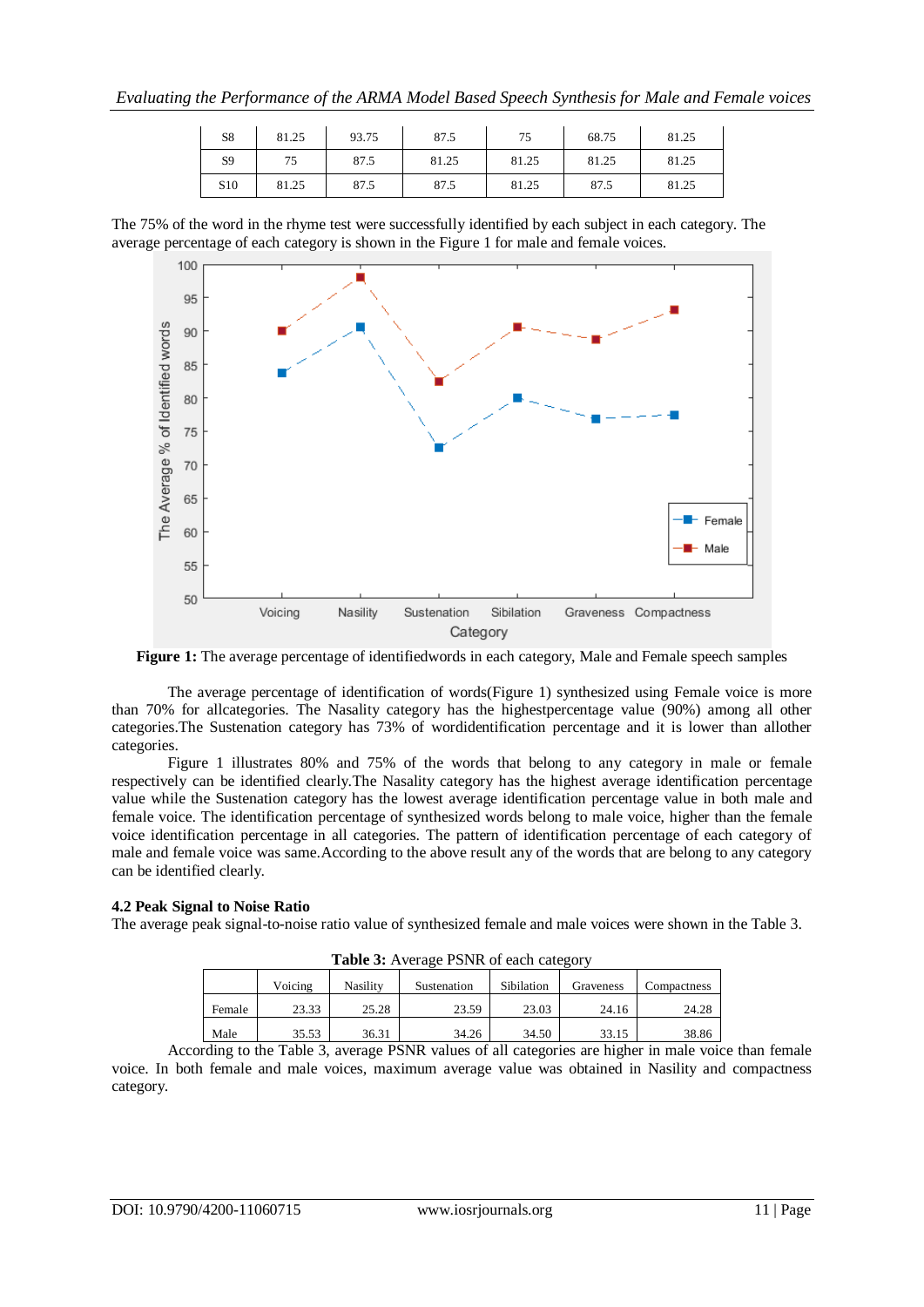| S8 | 81.25 | 93.75 | 87.5 | 75 | 68.75 | 81.25 |
|---|---|---|---|---|---|---|
| S9 | 75 | 87.5 | 81.25 | 81.25 | 81.25 | 81.25 |
| S10 | 81.25 | 87.5 | 87.5 | 81.25 | 87.5 | 81.25 |

The 75% of the word in the rhyme test were successfully identified by each subject in each category. The average percentage of each category is shown in the Figure 1 for male and female voices.

**Figure 1:** The average percentage of identifiedwords in each category, Male and Female speech samples

The average percentage of identification of words(Figure 1) synthesized using Female voice is more than 70% for allcategories. The Nasality category has the highestpercentage value (90%) among all other categories.The Sustenation category has 73% of wordidentification percentage and it is lower than allother categories.

Figure 1 illustrates 80% and 75% of the words that belong to any category in male or female respectively can be identified clearly.The Nasality category has the highest average identification percentage value while the Sustenation category has the lowest average identification percentage value in both male and female voice. The identification percentage of synthesized words belong to male voice, higher than the female voice identification percentage in all categories. The pattern of identification percentage of each category of male and female voice was same.According to the above result any of the words that are belong to any category can be identified clearly.

### 4.2 Peak Signal to Noise Ratio

The average peak signal-to-noise ratio value of synthesized female and male voices were shown in the Table 3.

**Table 3:** Average PSNR of each category

| | Voicing | Nasility | Sustenation | Sibilation | Graveness | Compactness |
|---|---|---|---|---|---|---|
| Female | 23.33 | 25.28 | 23.59 | 23.03 | 24.16 | 24.28 |
| Male | 35.53 | 36.31 | 34.26 | 34.50 | 33.15 | 38.86 |

According to the Table 3, average PSNR values of all categories are higher in male voice than female voice. In both female and male voices, maximum average value was obtained in Nasility and compactness category.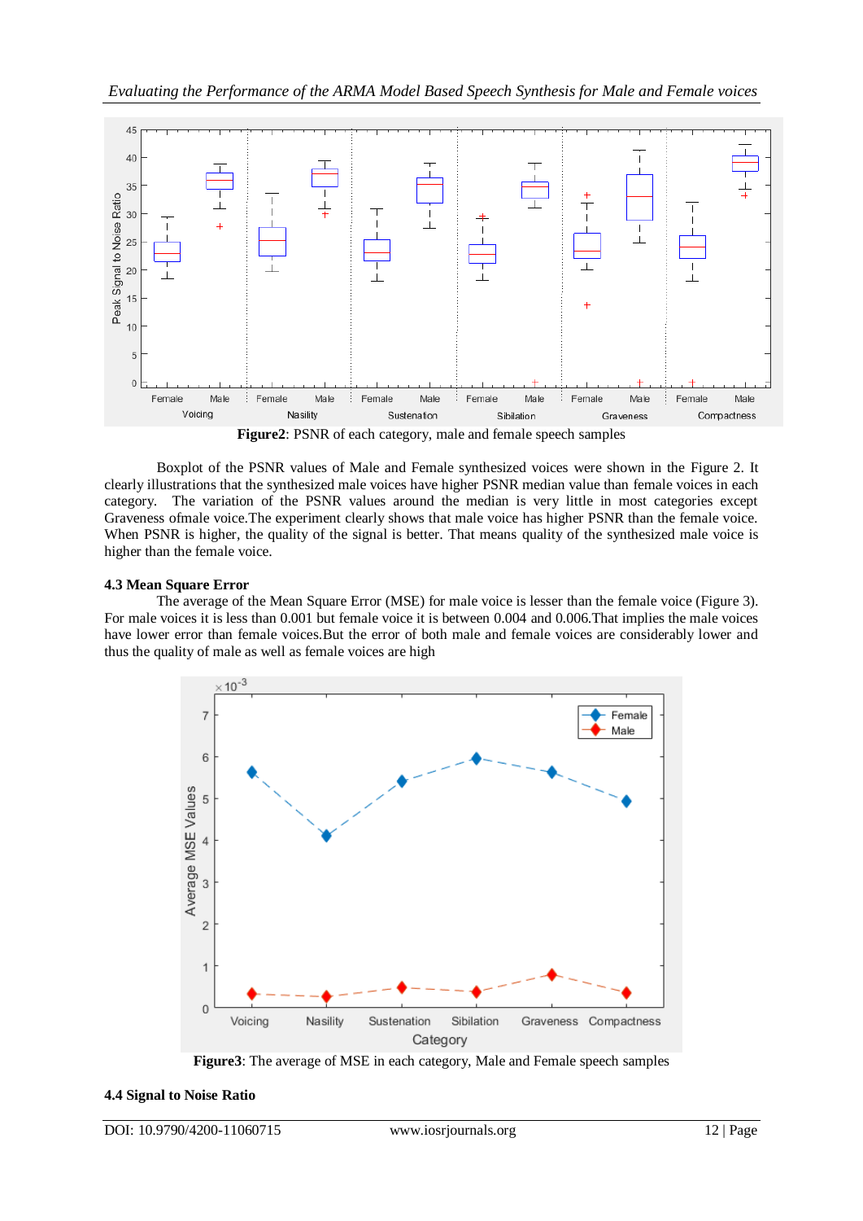**Figure2**: PSNR of each category, male and female speech samples

Boxplot of the PSNR values of Male and Female synthesized voices were shown in the Figure 2. It clearly illustrations that the synthesized male voices have higher PSNR median value than female voices in each category. The variation of the PSNR values around the median is very little in most categories except Graveness ofmale voice.The experiment clearly shows that male voice has higher PSNR than the female voice. When PSNR is higher, the quality of the signal is better. That means quality of the synthesized male voice is higher than the female voice.

### 4.3 Mean Square Error

The average of the Mean Square Error (MSE) for male voice is lesser than the female voice (Figure 3). For male voices it is less than 0.001 but female voice it is between 0.004 and 0.006.That implies the male voices have lower error than female voices.But the error of both male and female voices are considerably lower and thus the quality of male as well as female voices are high

**Figure3**: The average of MSE in each category, Male and Female speech samples

### 4.4 Signal to Noise Ratio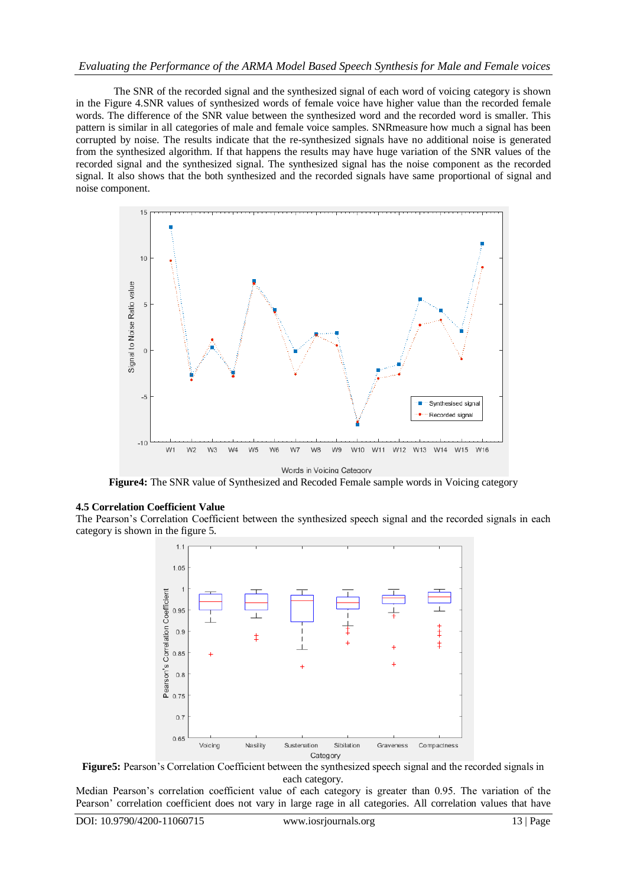The SNR of the recorded signal and the synthesized signal of each word of voicing category is shown in the Figure 4.SNR values of synthesized words of female voice have higher value than the recorded female words. The difference of the SNR value between the synthesized word and the recorded word is smaller. This pattern is similar in all categories of male and female voice samples. SNRmeasure how much a signal has been corrupted by noise. The results indicate that the re-synthesized signals have no additional noise is generated from the synthesized algorithm. If that happens the results may have huge variation of the SNR values of the recorded signal and the synthesized signal. The synthesized signal has the noise component as the recorded signal. It also shows that the both synthesized and the recorded signals have same proportional of signal and noise component.

**Figure4:** The SNR value of Synthesized and Recoded Female sample words in Voicing category

### 4.5 Correlation Coefficient Value

The Pearson's Correlation Coefficient between the synthesized speech signal and the recorded signals in each category is shown in the figure 5.

**Figure5:** Pearson's Correlation Coefficient between the synthesized speech signal and the recorded signals in each category.

Median Pearson's correlation coefficient value of each category is greater than 0.95. The variation of the Pearson' correlation coefficient does not vary in large rage in all categories. All correlation values that have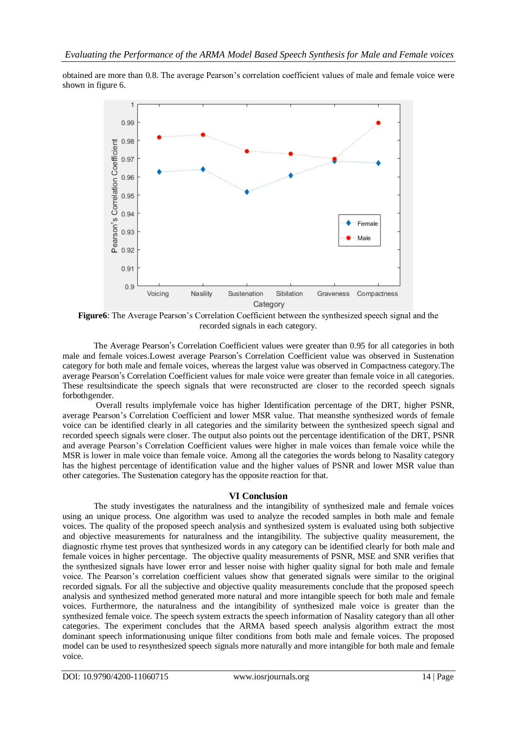obtained are more than 0.8. The average Pearson's correlation coefficient values of male and female voice were shown in figure 6.

**Figure6**: The Average Pearson's Correlation Coefficient between the synthesized speech signal and the recorded signals in each category.

The Average Pearson's Correlation Coefficient values were greater than 0.95 for all categories in both male and female voices.Lowest average Pearson's Correlation Coefficient value was observed in Sustenation category for both male and female voices, whereas the largest value was observed in Compactness category.The average Pearson's Correlation Coefficient values for male voice were greater than female voice in all categories. These resultsindicate the speech signals that were reconstructed are closer to the recorded speech signals forbothgender.

Overall results implyfemale voice has higher Identification percentage of the DRT, higher PSNR, average Pearson's Correlation Coefficient and lower MSR value. That meansthe synthesized words of female voice can be identified clearly in all categories and the similarity between the synthesized speech signal and recorded speech signals were closer. The output also points out the percentage identification of the DRT, PSNR and average Pearson's Correlation Coefficient values were higher in male voices than female voice while the MSR is lower in male voice than female voice. Among all the categories the words belong to Nasality category has the highest percentage of identification value and the higher values of PSNR and lower MSR value than other categories. The Sustenation category has the opposite reaction for that.

## VI Conclusion

The study investigates the naturalness and the intangibility of synthesized male and female voices using an unique process. One algorithm was used to analyze the recoded samples in both male and female voices. The quality of the proposed speech analysis and synthesized system is evaluated using both subjective and objective measurements for naturalness and the intangibility. The subjective quality measurement, the diagnostic rhyme test proves that synthesized words in any category can be identified clearly for both male and female voices in higher percentage. The objective quality measurements of PSNR, MSE and SNR verifies that the synthesized signals have lower error and lesser noise with higher quality signal for both male and female voice. The Pearson's correlation coefficient values show that generated signals were similar to the original recorded signals. For all the subjective and objective quality measurements conclude that the proposed speech analysis and synthesized method generated more natural and more intangible speech for both male and female voices. Furthermore, the naturalness and the intangibility of synthesized male voice is greater than the synthesized female voice. The speech system extracts the speech information of Nasality category than all other categories. The experiment concludes that the ARMA based speech analysis algorithm extract the most dominant speech informationusing unique filter conditions from both male and female voices. The proposed model can be used to resynthesized speech signals more naturally and more intangible for both male and female voice.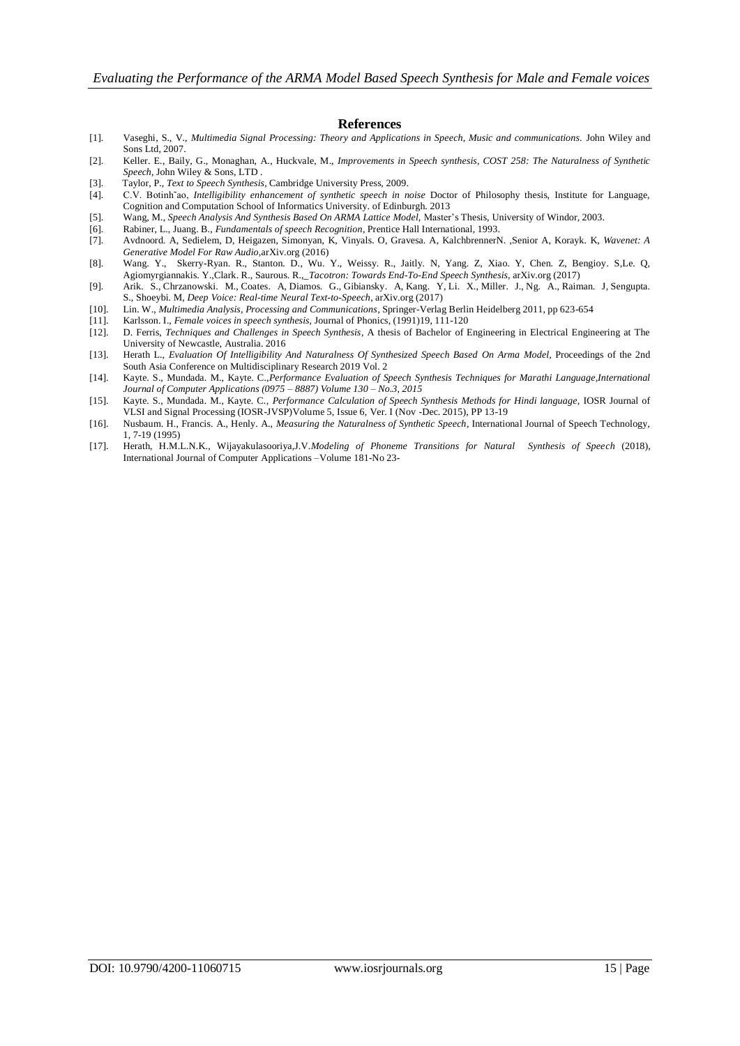## References

[1]. Vaseghi, S., V., *Multimedia Signal Processing: Theory and Applications in Speech, Music and communications.* John Wiley and Sons Ltd, 2007.

[2]. Keller. E., Baily, G., Monaghan, A., Huckvale, M., *Improvements in Speech synthesis, COST 258: The Naturalness of Synthetic Speech*, John Wiley & Sons, LTD .

[3]. Taylor, P., *Text to Speech Synthesis*, Cambridge University Press, 2009.

[4]. C.V. Botinh˜ao, *Intelligibility enhancement of synthetic speech in noise* Doctor of Philosophy thesis, Institute for Language, Cognition and Computation School of Informatics University. of Edinburgh. 2013

[5]. Wang, M., *Speech Analysis And Synthesis Based On ARMA Lattice Model,* Master's Thesis, University of Windor, 2003.

[6]. Rabiner, L., Juang. B., *Fundamentals of speech Recognition*, Prentice Hall International, 1993.

[7]. Avdnoord. A, Sedielem, D, Heigazen, Simonyan, K, Vinyals. O, Gravesa. A, KalchbrennerN. ,Senior A, Korayk. K, *Wavenet: A Generative Model For Raw Audio*,arXiv.org (2016)

[8]. Wang. Y., Skerry-Ryan. R., Stanton. D., Wu. Y., Weissy. R., Jaitly. N, Yang. Z, Xiao. Y, Chen. Z, Bengioy. S,Le. Q, Agiomyrgiannakis. Y.,Clark. R., Saurous. R.,*_Tacotron: Towards End-To-End Speech Synthesis,* arXiv.org (2017)

[9]. Arik. S., Chrzanowski. M., Coates. A, Diamos. G., Gibiansky. A, Kang. Y, Li. X., Miller. J., Ng. A., Raiman. J, Sengupta. S., Shoeybi. M, *Deep Voice: Real-time Neural Text-to-Speech*, arXiv.org (2017)

[10]. Lin. W., *Multimedia Analysis, Processing and Communications*, Springer-Verlag Berlin Heidelberg 2011, pp 623-654

[11]. Karlsson. I., *Female voices in speech synthesis*, Journal of Phonics, (1991)19, 111-120

[12]. D. Ferris, *Techniques and Challenges in Speech Synthesis*, A thesis of Bachelor of Engineering in Electrical Engineering at The University of Newcastle, Australia. 2016

[13]. Herath L., *Evaluation Of Intelligibility And Naturalness Of Synthesized Speech Based On Arma Model,* Proceedings of the 2nd South Asia Conference on Multidisciplinary Research 2019 Vol. 2

[14]. Kayte. S., Mundada. M., Kayte. C.,*Performance Evaluation of Speech Synthesis Techniques for Marathi Language,International Journal of Computer Applications (0975 – 8887) Volume 130 – No.3, 2015*

[15]. Kayte. S., Mundada. M., Kayte. C., *Performance Calculation of Speech Synthesis Methods for Hindi language*, IOSR Journal of VLSI and Signal Processing (IOSR-JVSP)Volume 5, Issue 6, Ver. I (Nov -Dec. 2015), PP 13-19

[16]. Nusbaum. H., Francis. A., Henly. A., *Measuring the Naturalness of Synthetic Speech*, International Journal of Speech Technology, 1, 7-19 (1995)

[17]. Herath, H.M.L.N.K., Wijayakulasooriya,J.V.*Modeling of Phoneme Transitions for Natural Synthesis of Speech* (2018), International Journal of Computer Applications –Volume 181-No 23-